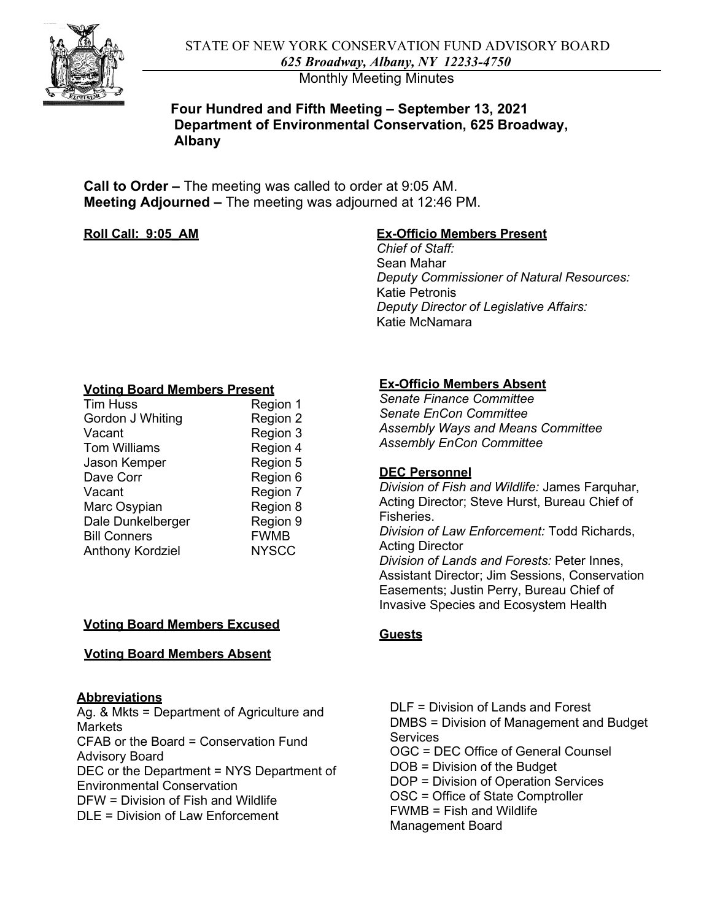STATE OF NEW YORK CONSERVATION FUND ADVISORY BOARD
*625 Broadway, Albany, NY 12233-4750*
Monthly Meeting Minutes

## Four Hundred and Fifth Meeting – September 13, 2021
## Department of Environmental Conservation, 625 Broadway, Albany

**Call to Order –** The meeting was called to order at 9:05 AM.
**Meeting Adjourned –** The meeting was adjourned at 12:46 PM.

**Roll Call: 9:05 AM**

**Ex-Officio Members Present**

*Chief of Staff:*
Sean Mahar
*Deputy Commissioner of Natural Resources:*
Katie Petronis
*Deputy Director of Legislative Affairs:*
Katie McNamara

**Voting Board Members Present**

| | |
|---|---|
| Tim Huss | Region 1 |
| Gordon J Whiting | Region 2 |
| Vacant | Region 3 |
| Tom Williams | Region 4 |
| Jason Kemper | Region 5 |
| Dave Corr | Region 6 |
| Vacant | Region 7 |
| Marc Osypian | Region 8 |
| Dale Dunkelberger | Region 9 |
| Bill Conners | FWMB |
| Anthony Kordziel | NYSCC |

**Ex-Officio Members Absent**

*Senate Finance Committee*
*Senate EnCon Committee*
*Assembly Ways and Means Committee*
*Assembly EnCon Committee*

**DEC Personnel**

*Division of Fish and Wildlife:* James Farquhar, Acting Director; Steve Hurst, Bureau Chief of Fisheries.
*Division of Law Enforcement:* Todd Richards, Acting Director
*Division of Lands and Forests:* Peter Innes, Assistant Director; Jim Sessions, Conservation Easements; Justin Perry, Bureau Chief of Invasive Species and Ecosystem Health

**Voting Board Members Excused**

**Voting Board Members Absent**

**Guests**

**Abbreviations**

Ag. & Mkts = Department of Agriculture and Markets
CFAB or the Board = Conservation Fund Advisory Board
DEC or the Department = NYS Department of Environmental Conservation
DFW = Division of Fish and Wildlife
DLE = Division of Law Enforcement
DLF = Division of Lands and Forest
DMBS = Division of Management and Budget Services
OGC = DEC Office of General Counsel
DOB = Division of the Budget
DOP = Division of Operation Services
OSC = Office of State Comptroller
FWMB = Fish and Wildlife Management Board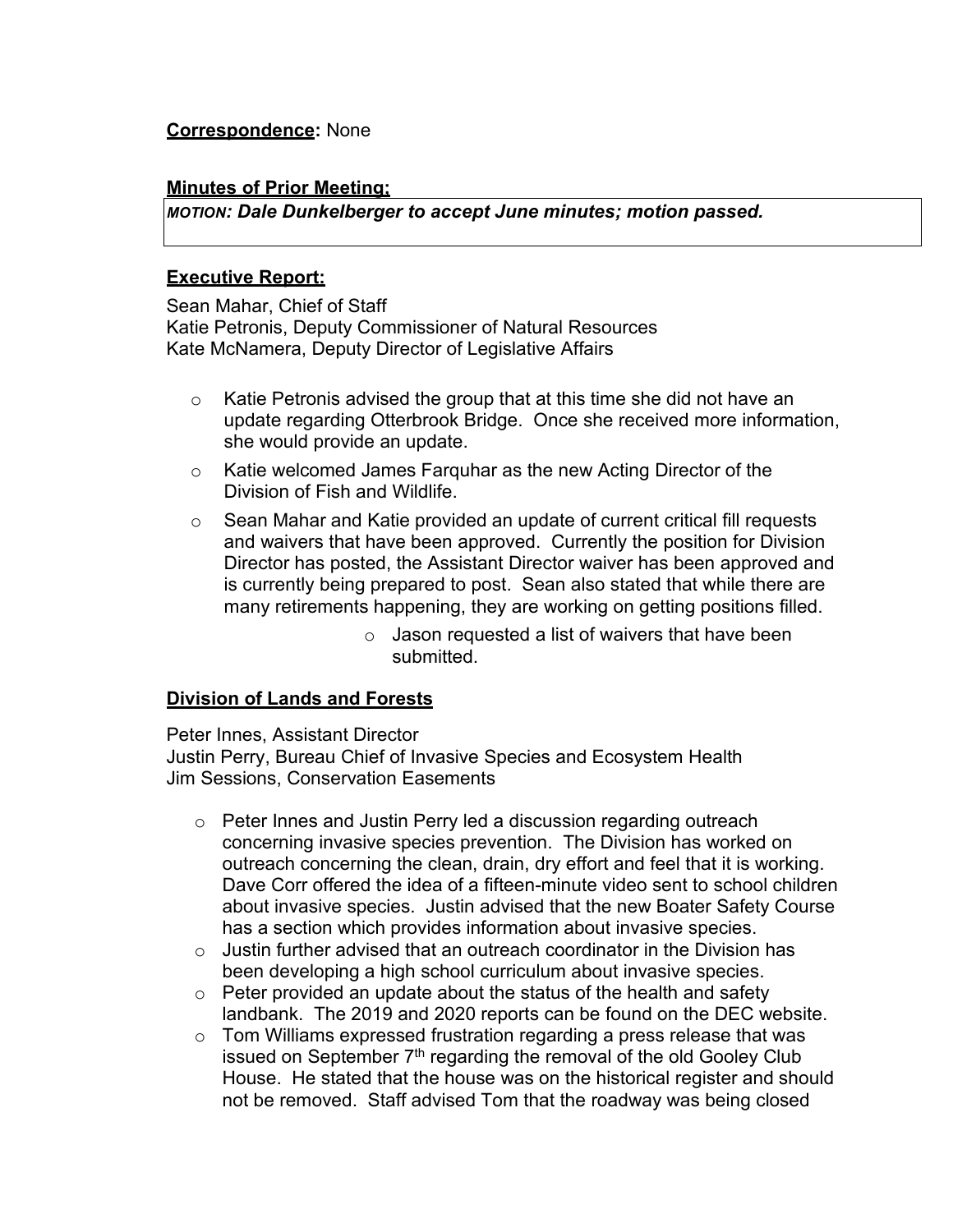**Correspondence:** None

**Minutes of Prior Meeting:**

> *MOTION:* ***Dale Dunkelberger to accept June minutes; motion passed.***

**Executive Report:**

Sean Mahar, Chief of Staff
Katie Petronis, Deputy Commissioner of Natural Resources
Kate McNamera, Deputy Director of Legislative Affairs

- Katie Petronis advised the group that at this time she did not have an update regarding Otterbrook Bridge. Once she received more information, she would provide an update.
- Katie welcomed James Farquhar as the new Acting Director of the Division of Fish and Wildlife.
- Sean Mahar and Katie provided an update of current critical fill requests and waivers that have been approved. Currently the position for Division Director has posted, the Assistant Director waiver has been approved and is currently being prepared to post. Sean also stated that while there are many retirements happening, they are working on getting positions filled.
  - Jason requested a list of waivers that have been submitted.

**Division of Lands and Forests**

Peter Innes, Assistant Director
Justin Perry, Bureau Chief of Invasive Species and Ecosystem Health
Jim Sessions, Conservation Easements

- Peter Innes and Justin Perry led a discussion regarding outreach concerning invasive species prevention. The Division has worked on outreach concerning the clean, drain, dry effort and feel that it is working. Dave Corr offered the idea of a fifteen-minute video sent to school children about invasive species. Justin advised that the new Boater Safety Course has a section which provides information about invasive species.
- Justin further advised that an outreach coordinator in the Division has been developing a high school curriculum about invasive species.
- Peter provided an update about the status of the health and safety landbank. The 2019 and 2020 reports can be found on the DEC website.
- Tom Williams expressed frustration regarding a press release that was issued on September 7th regarding the removal of the old Gooley Club House. He stated that the house was on the historical register and should not be removed. Staff advised Tom that the roadway was being closed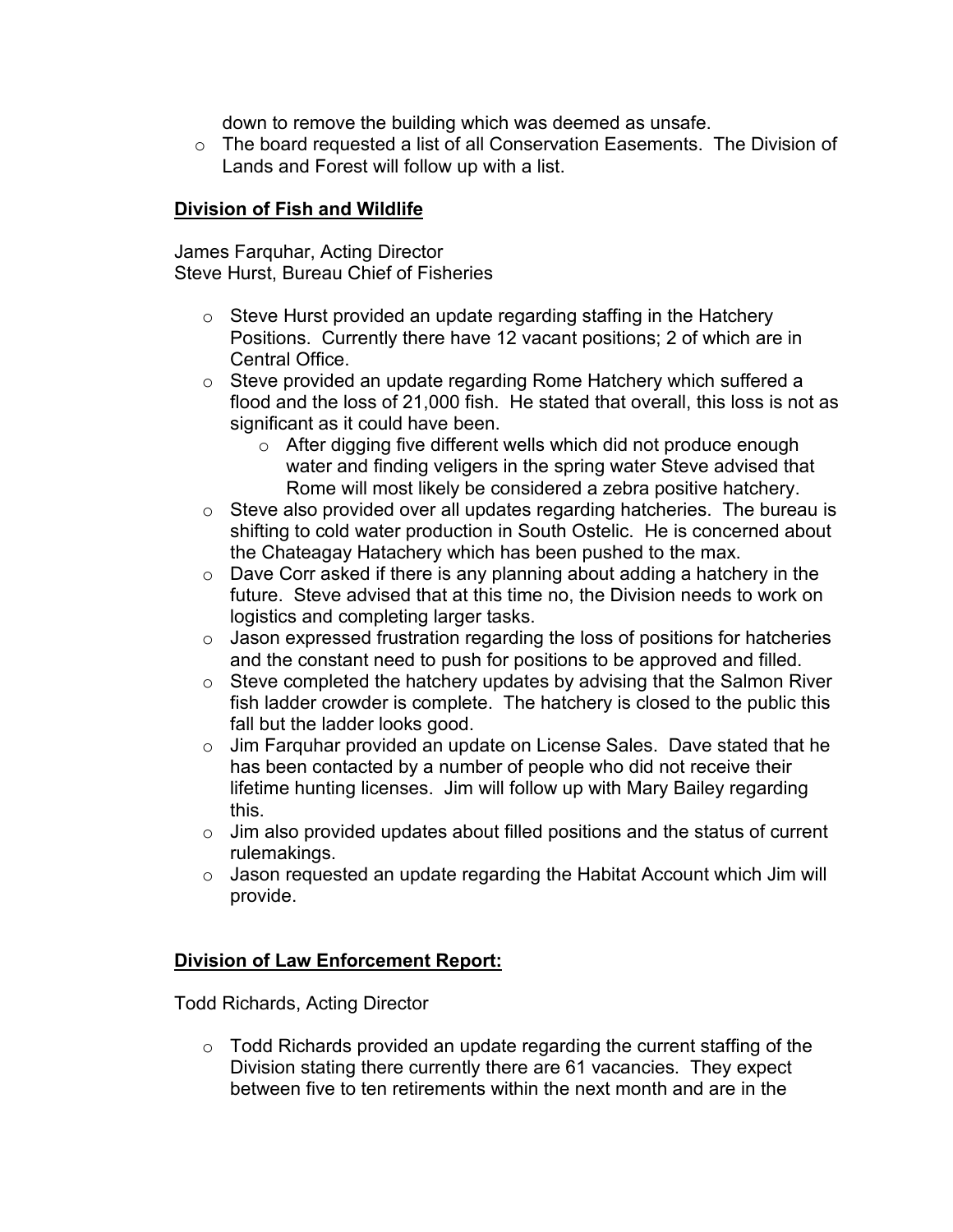down to remove the building which was deemed as unsafe.

- The board requested a list of all Conservation Easements. The Division of Lands and Forest will follow up with a list.

**Division of Fish and Wildlife**

James Farquhar, Acting Director
Steve Hurst, Bureau Chief of Fisheries

- Steve Hurst provided an update regarding staffing in the Hatchery Positions. Currently there have 12 vacant positions; 2 of which are in Central Office.
- Steve provided an update regarding Rome Hatchery which suffered a flood and the loss of 21,000 fish. He stated that overall, this loss is not as significant as it could have been.
  - After digging five different wells which did not produce enough water and finding veligers in the spring water Steve advised that Rome will most likely be considered a zebra positive hatchery.
- Steve also provided over all updates regarding hatcheries. The bureau is shifting to cold water production in South Ostelic. He is concerned about the Chateagay Hatachery which has been pushed to the max.
- Dave Corr asked if there is any planning about adding a hatchery in the future. Steve advised that at this time no, the Division needs to work on logistics and completing larger tasks.
- Jason expressed frustration regarding the loss of positions for hatcheries and the constant need to push for positions to be approved and filled.
- Steve completed the hatchery updates by advising that the Salmon River fish ladder crowder is complete. The hatchery is closed to the public this fall but the ladder looks good.
- Jim Farquhar provided an update on License Sales. Dave stated that he has been contacted by a number of people who did not receive their lifetime hunting licenses. Jim will follow up with Mary Bailey regarding this.
- Jim also provided updates about filled positions and the status of current rulemakings.
- Jason requested an update regarding the Habitat Account which Jim will provide.

**Division of Law Enforcement Report:**

Todd Richards, Acting Director

- Todd Richards provided an update regarding the current staffing of the Division stating there currently there are 61 vacancies. They expect between five to ten retirements within the next month and are in the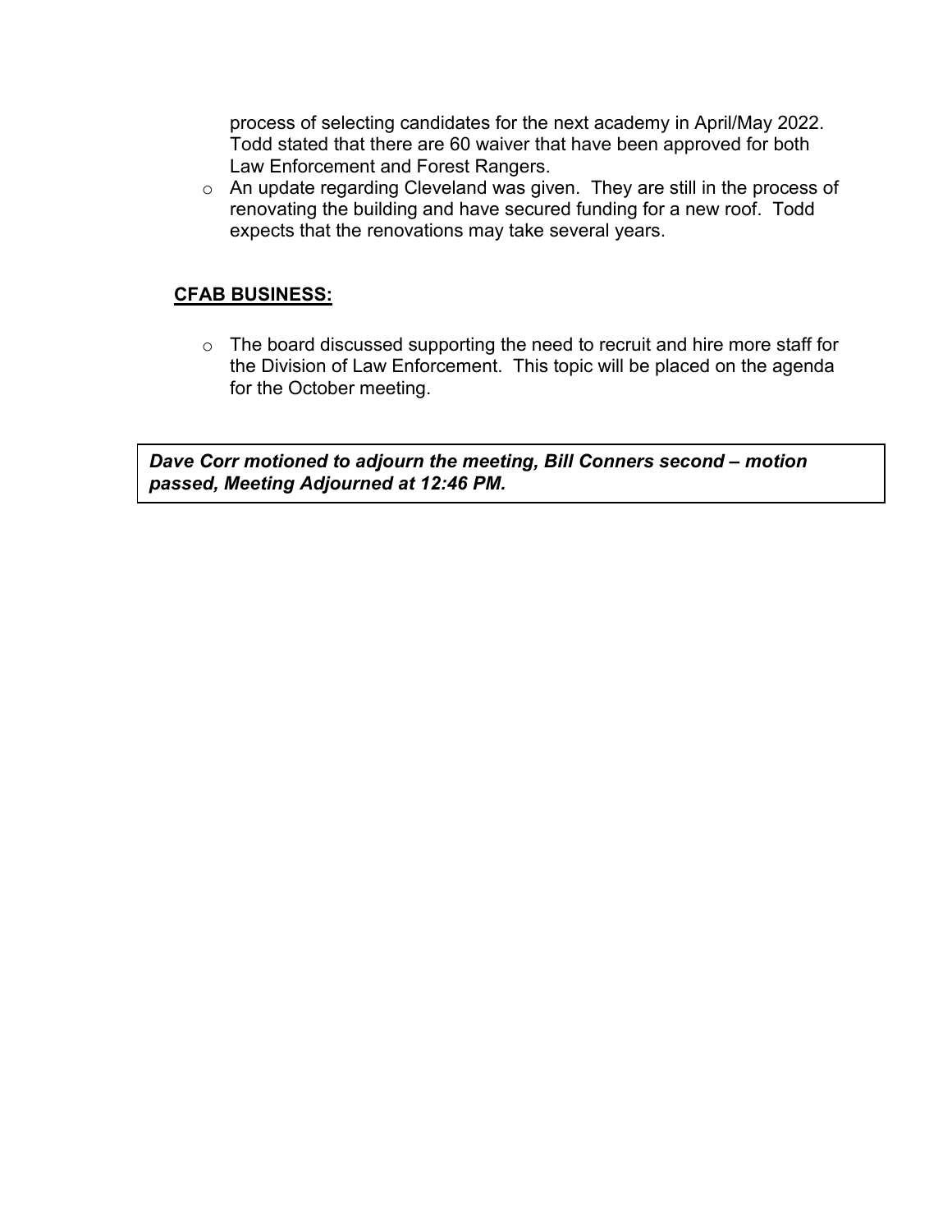process of selecting candidates for the next academy in April/May 2022. Todd stated that there are 60 waiver that have been approved for both Law Enforcement and Forest Rangers.

- An update regarding Cleveland was given. They are still in the process of renovating the building and have secured funding for a new roof. Todd expects that the renovations may take several years.

**CFAB BUSINESS:**

- The board discussed supporting the need to recruit and hire more staff for the Division of Law Enforcement. This topic will be placed on the agenda for the October meeting.

***Dave Corr motioned to adjourn the meeting, Bill Conners second – motion passed, Meeting Adjourned at 12:46 PM.***